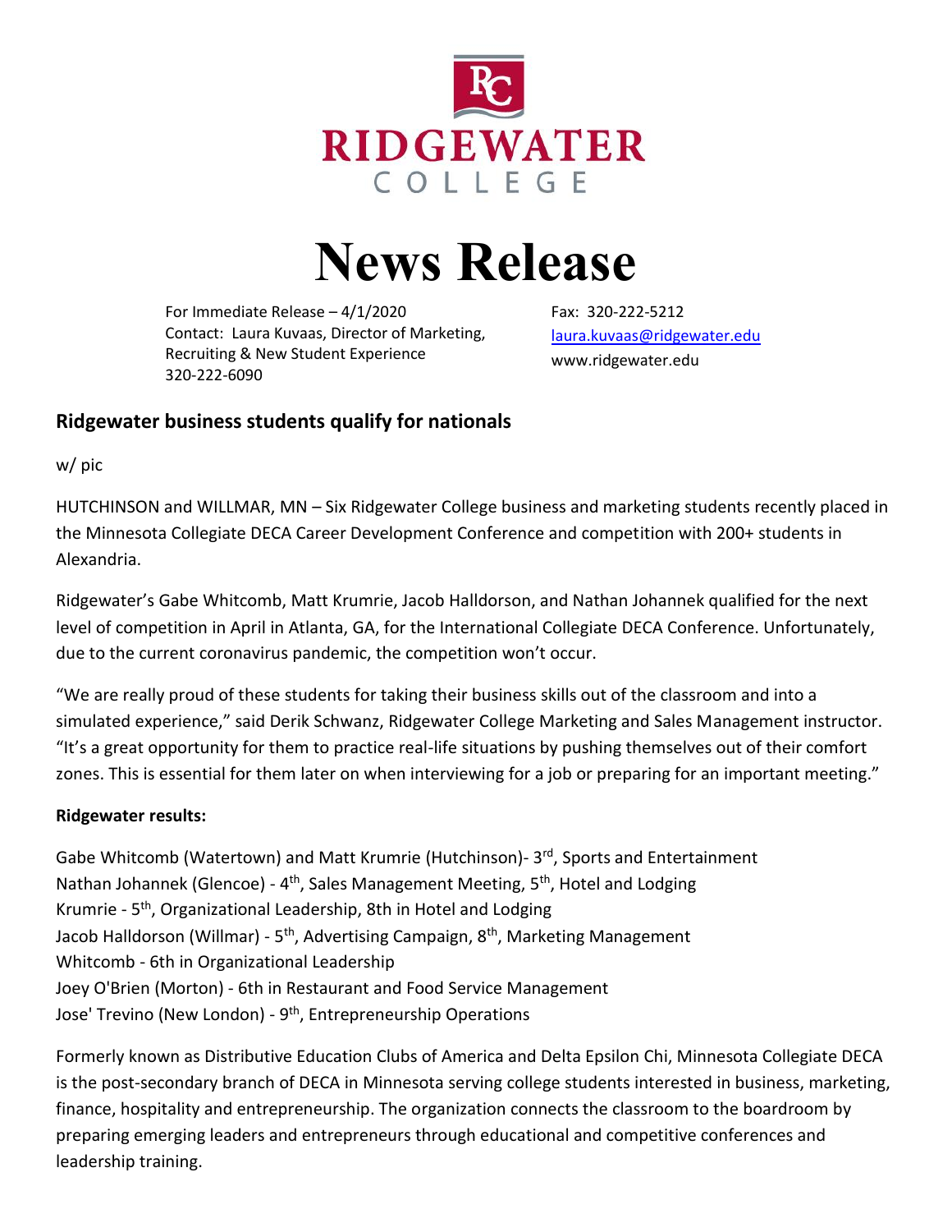RIDGEWATER COLLEGE

# News Release

For Immediate Release – 4/1/2020
Contact: Laura Kuvaas, Director of Marketing, Recruiting & New Student Experience
320-222-6090

Fax: 320-222-5212
laura.kuvaas@ridgewater.edu
www.ridgewater.edu

## Ridgewater business students qualify for nationals

w/ pic

HUTCHINSON and WILLMAR, MN – Six Ridgewater College business and marketing students recently placed in the Minnesota Collegiate DECA Career Development Conference and competition with 200+ students in Alexandria.

Ridgewater's Gabe Whitcomb, Matt Krumrie, Jacob Halldorson, and Nathan Johannek qualified for the next level of competition in April in Atlanta, GA, for the International Collegiate DECA Conference. Unfortunately, due to the current coronavirus pandemic, the competition won't occur.

"We are really proud of these students for taking their business skills out of the classroom and into a simulated experience," said Derik Schwanz, Ridgewater College Marketing and Sales Management instructor. "It's a great opportunity for them to practice real-life situations by pushing themselves out of their comfort zones. This is essential for them later on when interviewing for a job or preparing for an important meeting."

**Ridgewater results:**

Gabe Whitcomb (Watertown) and Matt Krumrie (Hutchinson)- 3rd, Sports and Entertainment
Nathan Johannek (Glencoe) - 4th, Sales Management Meeting, 5th, Hotel and Lodging
Krumrie - 5th, Organizational Leadership, 8th in Hotel and Lodging
Jacob Halldorson (Willmar) - 5th, Advertising Campaign, 8th, Marketing Management
Whitcomb - 6th in Organizational Leadership
Joey O'Brien (Morton) - 6th in Restaurant and Food Service Management
Jose' Trevino (New London) - 9th, Entrepreneurship Operations

Formerly known as Distributive Education Clubs of America and Delta Epsilon Chi, Minnesota Collegiate DECA is the post-secondary branch of DECA in Minnesota serving college students interested in business, marketing, finance, hospitality and entrepreneurship. The organization connects the classroom to the boardroom by preparing emerging leaders and entrepreneurs through educational and competitive conferences and leadership training.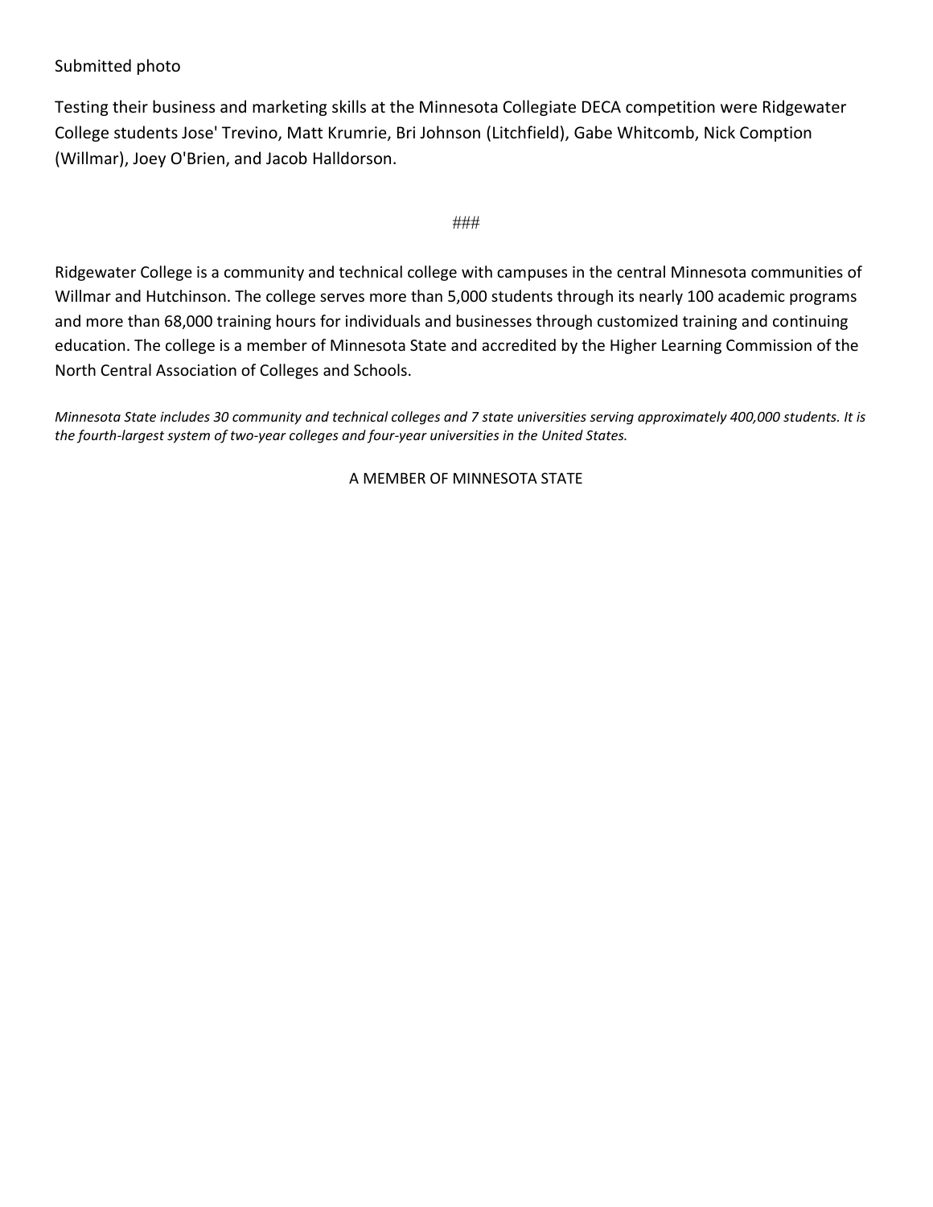Submitted photo

Testing their business and marketing skills at the Minnesota Collegiate DECA competition were Ridgewater College students Jose' Trevino, Matt Krumrie, Bri Johnson (Litchfield), Gabe Whitcomb, Nick Comption (Willmar), Joey O'Brien, and Jacob Halldorson.

###

Ridgewater College is a community and technical college with campuses in the central Minnesota communities of Willmar and Hutchinson. The college serves more than 5,000 students through its nearly 100 academic programs and more than 68,000 training hours for individuals and businesses through customized training and continuing education. The college is a member of Minnesota State and accredited by the Higher Learning Commission of the North Central Association of Colleges and Schools.

*Minnesota State includes 30 community and technical colleges and 7 state universities serving approximately 400,000 students. It is the fourth-largest system of two-year colleges and four-year universities in the United States.*

A MEMBER OF MINNESOTA STATE